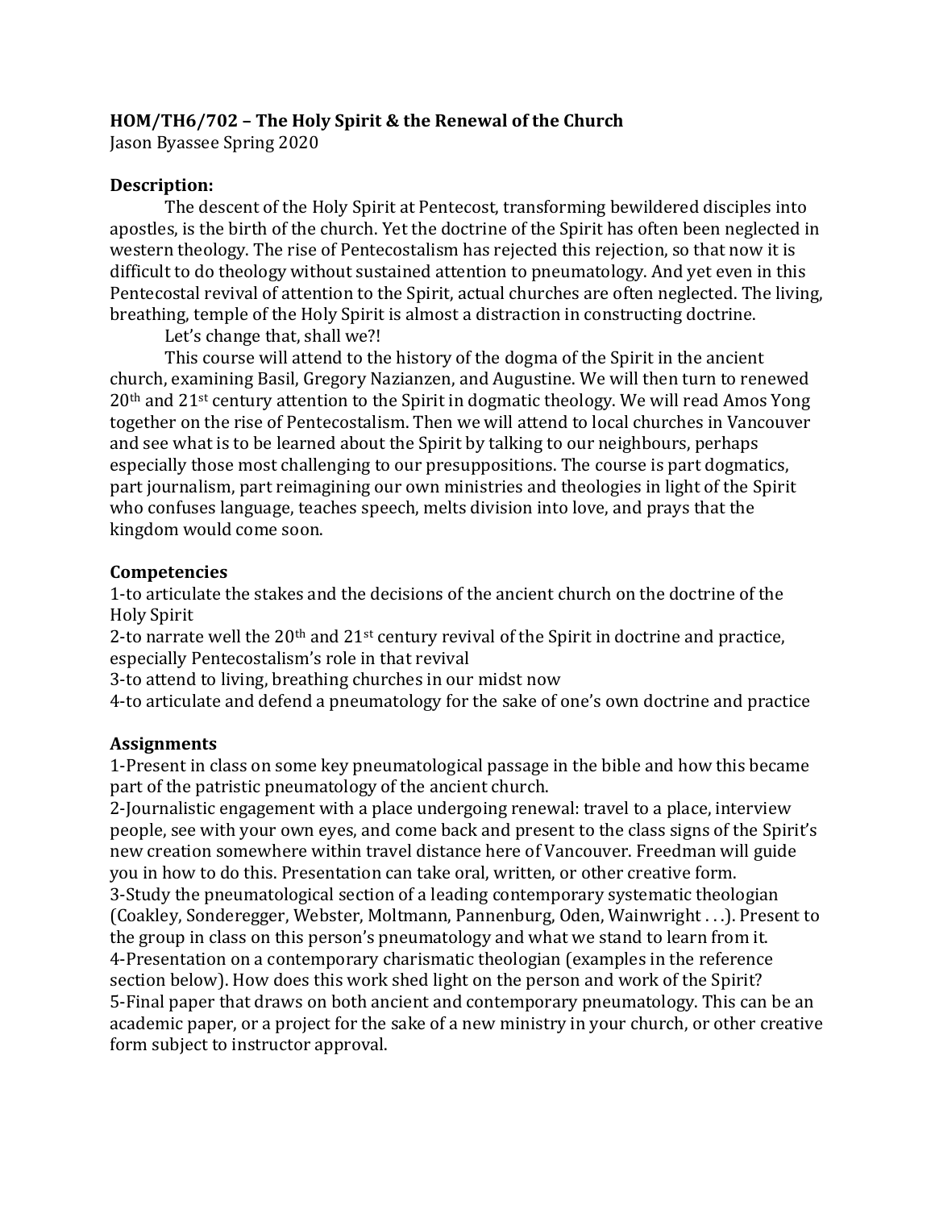**HOM/TH6/702 – The Holy Spirit & the Renewal of the Church**

Jason Byassee Spring 2020

**Description:**

The descent of the Holy Spirit at Pentecost, transforming bewildered disciples into apostles, is the birth of the church. Yet the doctrine of the Spirit has often been neglected in western theology. The rise of Pentecostalism has rejected this rejection, so that now it is difficult to do theology without sustained attention to pneumatology. And yet even in this Pentecostal revival of attention to the Spirit, actual churches are often neglected. The living, breathing, temple of the Holy Spirit is almost a distraction in constructing doctrine.

Let's change that, shall we?!

This course will attend to the history of the dogma of the Spirit in the ancient church, examining Basil, Gregory Nazianzen, and Augustine. We will then turn to renewed 20th and 21st century attention to the Spirit in dogmatic theology. We will read Amos Yong together on the rise of Pentecostalism. Then we will attend to local churches in Vancouver and see what is to be learned about the Spirit by talking to our neighbours, perhaps especially those most challenging to our presuppositions. The course is part dogmatics, part journalism, part reimagining our own ministries and theologies in light of the Spirit who confuses language, teaches speech, melts division into love, and prays that the kingdom would come soon.

**Competencies**

1-to articulate the stakes and the decisions of the ancient church on the doctrine of the Holy Spirit

2-to narrate well the 20th and 21st century revival of the Spirit in doctrine and practice, especially Pentecostalism's role in that revival

3-to attend to living, breathing churches in our midst now

4-to articulate and defend a pneumatology for the sake of one's own doctrine and practice

**Assignments**

1-Present in class on some key pneumatological passage in the bible and how this became part of the patristic pneumatology of the ancient church.

2-Journalistic engagement with a place undergoing renewal: travel to a place, interview people, see with your own eyes, and come back and present to the class signs of the Spirit's new creation somewhere within travel distance here of Vancouver. Freedman will guide you in how to do this. Presentation can take oral, written, or other creative form.

3-Study the pneumatological section of a leading contemporary systematic theologian (Coakley, Sonderegger, Webster, Moltmann, Pannenburg, Oden, Wainwright . . .). Present to the group in class on this person's pneumatology and what we stand to learn from it.

4-Presentation on a contemporary charismatic theologian (examples in the reference section below). How does this work shed light on the person and work of the Spirit?

5-Final paper that draws on both ancient and contemporary pneumatology. This can be an academic paper, or a project for the sake of a new ministry in your church, or other creative form subject to instructor approval.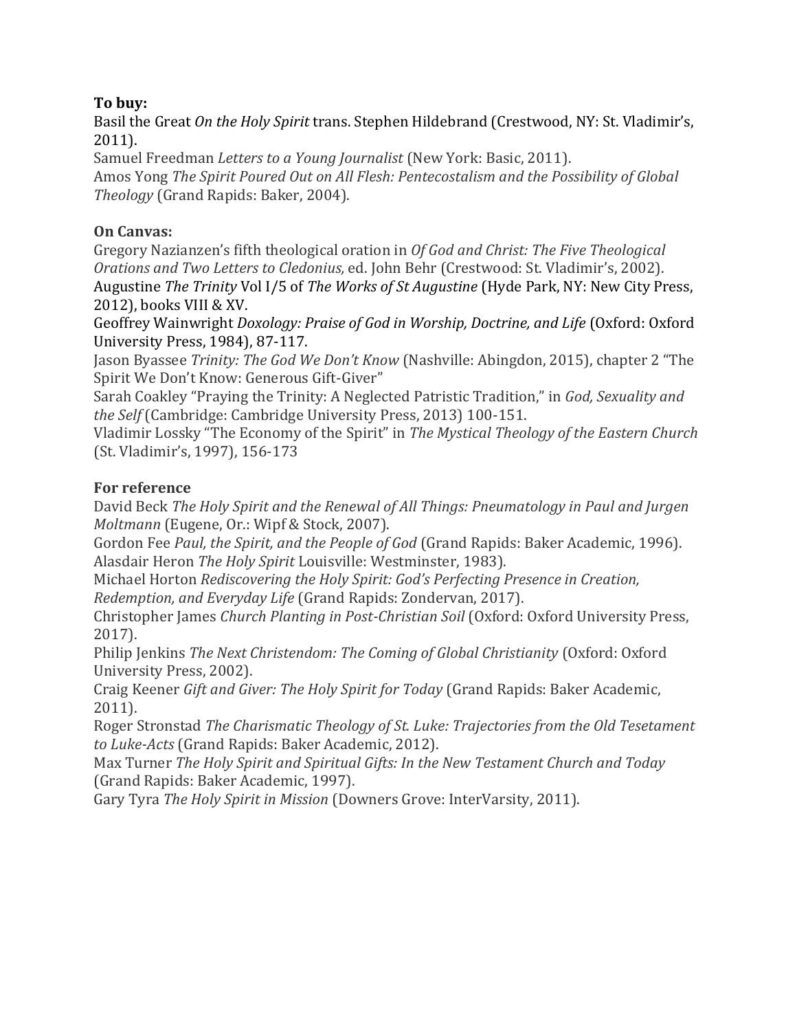**To buy:**

Basil the Great *On the Holy Spirit* trans. Stephen Hildebrand (Crestwood, NY: St. Vladimir's, 2011).

Samuel Freedman *Letters to a Young Journalist* (New York: Basic, 2011).

Amos Yong *The Spirit Poured Out on All Flesh: Pentecostalism and the Possibility of Global Theology* (Grand Rapids: Baker, 2004).

**On Canvas:**

Gregory Nazianzen's fifth theological oration in *Of God and Christ: The Five Theological Orations and Two Letters to Cledonius,* ed. John Behr (Crestwood: St. Vladimir's, 2002).

Augustine *The Trinity* Vol I/5 of *The Works of St Augustine* (Hyde Park, NY: New City Press, 2012), books VIII & XV.

Geoffrey Wainwright *Doxology: Praise of God in Worship, Doctrine, and Life* (Oxford: Oxford University Press, 1984), 87-117.

Jason Byassee *Trinity: The God We Don't Know* (Nashville: Abingdon, 2015), chapter 2 "The Spirit We Don't Know: Generous Gift-Giver"

Sarah Coakley "Praying the Trinity: A Neglected Patristic Tradition," in *God, Sexuality and the Self* (Cambridge: Cambridge University Press, 2013) 100-151.

Vladimir Lossky "The Economy of the Spirit" in *The Mystical Theology of the Eastern Church* (St. Vladimir's, 1997), 156-173

**For reference**

David Beck *The Holy Spirit and the Renewal of All Things: Pneumatology in Paul and Jurgen Moltmann* (Eugene, Or.: Wipf & Stock, 2007).

Gordon Fee *Paul, the Spirit, and the People of God* (Grand Rapids: Baker Academic, 1996).

Alasdair Heron *The Holy Spirit* Louisville: Westminster, 1983).

Michael Horton *Rediscovering the Holy Spirit: God's Perfecting Presence in Creation, Redemption, and Everyday Life* (Grand Rapids: Zondervan, 2017).

Christopher James *Church Planting in Post-Christian Soil* (Oxford: Oxford University Press, 2017).

Philip Jenkins *The Next Christendom: The Coming of Global Christianity* (Oxford: Oxford University Press, 2002).

Craig Keener *Gift and Giver: The Holy Spirit for Today* (Grand Rapids: Baker Academic, 2011).

Roger Stronstad *The Charismatic Theology of St. Luke: Trajectories from the Old Tesetament to Luke-Acts* (Grand Rapids: Baker Academic, 2012).

Max Turner *The Holy Spirit and Spiritual Gifts: In the New Testament Church and Today* (Grand Rapids: Baker Academic, 1997).

Gary Tyra *The Holy Spirit in Mission* (Downers Grove: InterVarsity, 2011).